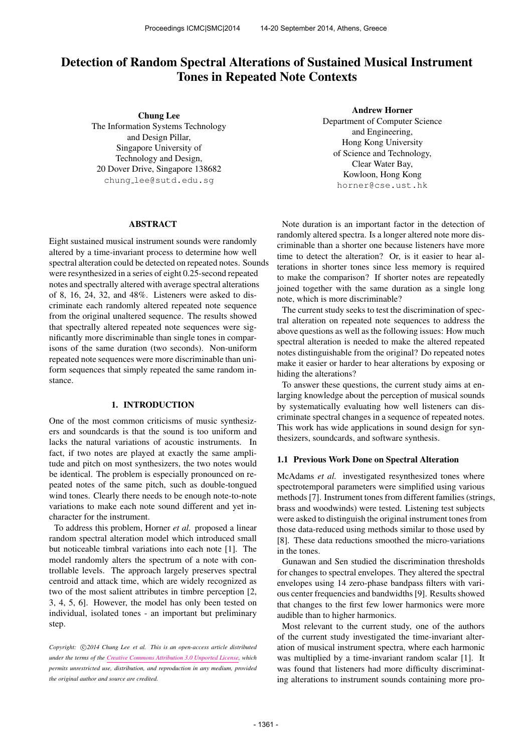# Detection of Random Spectral Alterations of Sustained Musical Instrument Tones in Repeated Note Contexts

**Chung Lee**
The Information Systems Technology and Design Pillar,
Singapore University of Technology and Design,
20 Dover Drive, Singapore 138682
chung_lee@sutd.edu.sg

**Andrew Horner**
Department of Computer Science and Engineering,
Hong Kong University of Science and Technology,
Clear Water Bay,
Kowloon, Hong Kong
horner@cse.ust.hk

## ABSTRACT

Eight sustained musical instrument sounds were randomly altered by a time-invariant process to determine how well spectral alteration could be detected on repeated notes. Sounds were resynthesized in a series of eight 0.25-second repeated notes and spectrally altered with average spectral alterations of 8, 16, 24, 32, and 48%. Listeners were asked to discriminate each randomly altered repeated note sequence from the original unaltered sequence. The results showed that spectrally altered repeated note sequences were significantly more discriminable than single tones in comparisons of the same duration (two seconds). Non-uniform repeated note sequences were more discriminable than uniform sequences that simply repeated the same random instance.

## 1. INTRODUCTION

One of the most common criticisms of music synthesizers and soundcards is that the sound is too uniform and lacks the natural variations of acoustic instruments. In fact, if two notes are played at exactly the same amplitude and pitch on most synthesizers, the two notes would be identical. The problem is especially pronounced on repeated notes of the same pitch, such as double-tongued wind tones. Clearly there needs to be enough note-to-note variations to make each note sound different and yet in-character for the instrument.

To address this problem, Horner *et al.* proposed a linear random spectral alteration model which introduced small but noticeable timbral variations into each note [1]. The model randomly alters the spectrum of a note with controllable levels. The approach largely preserves spectral centroid and attack time, which are widely recognized as two of the most salient attributes in timbre perception [2, 3, 4, 5, 6]. However, the model has only been tested on individual, isolated tones - an important but preliminary step.

*Copyright: ©2014 Chung Lee et al. This is an open-access article distributed under the terms of the Creative Commons Attribution 3.0 Unported License, which permits unrestricted use, distribution, and reproduction in any medium, provided the original author and source are credited.*

Note duration is an important factor in the detection of randomly altered spectra. Is a longer altered note more discriminable than a shorter one because listeners have more time to detect the alteration? Or, is it easier to hear alterations in shorter tones since less memory is required to make the comparison? If shorter notes are repeatedly joined together with the same duration as a single long note, which is more discriminable?

The current study seeks to test the discrimination of spectral alteration on repeated note sequences to address the above questions as well as the following issues: How much spectral alteration is needed to make the altered repeated notes distinguishable from the original? Do repeated notes make it easier or harder to hear alterations by exposing or hiding the alterations?

To answer these questions, the current study aims at enlarging knowledge about the perception of musical sounds by systematically evaluating how well listeners can discriminate spectral changes in a sequence of repeated notes. This work has wide applications in sound design for synthesizers, soundcards, and software synthesis.

### 1.1 Previous Work Done on Spectral Alteration

McAdams *et al.* investigated resynthesized tones where spectrotemporal parameters were simplified using various methods [7]. Instrument tones from different families (strings, brass and woodwinds) were tested. Listening test subjects were asked to distinguish the original instrument tones from those data-reduced using methods similar to those used by [8]. These data reductions smoothed the micro-variations in the tones.

Gunawan and Sen studied the discrimination thresholds for changes to spectral envelopes. They altered the spectral envelopes using 14 zero-phase bandpass filters with various center frequencies and bandwidths [9]. Results showed that changes to the first few lower harmonics were more audible than to higher harmonics.

Most relevant to the current study, one of the authors of the current study investigated the time-invariant alteration of musical instrument spectra, where each harmonic was multiplied by a time-invariant random scalar [1]. It was found that listeners had more difficulty discriminating alterations to instrument sounds containing more pro-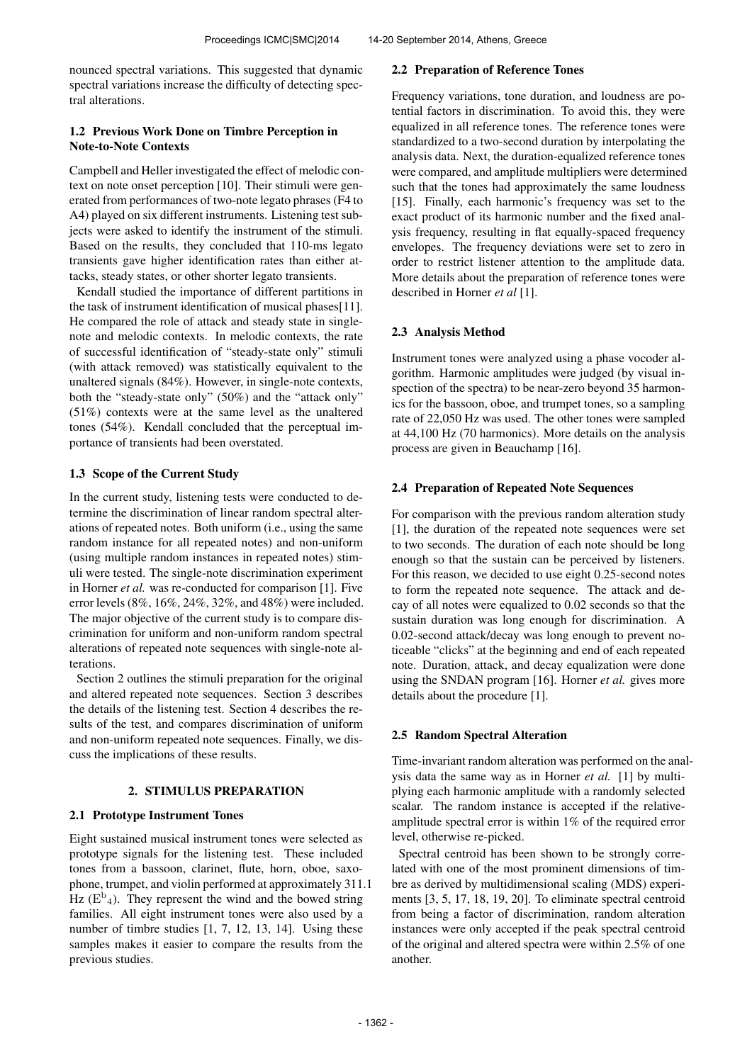nounced spectral variations. This suggested that dynamic spectral variations increase the difficulty of detecting spectral alterations.

### 1.2 Previous Work Done on Timbre Perception in Note-to-Note Contexts

Campbell and Heller investigated the effect of melodic context on note onset perception [10]. Their stimuli were generated from performances of two-note legato phrases (F4 to A4) played on six different instruments. Listening test subjects were asked to identify the instrument of the stimuli. Based on the results, they concluded that 110-ms legato transients gave higher identification rates than either attacks, steady states, or other shorter legato transients.

Kendall studied the importance of different partitions in the task of instrument identification of musical phases[11]. He compared the role of attack and steady state in single-note and melodic contexts. In melodic contexts, the rate of successful identification of "steady-state only" stimuli (with attack removed) was statistically equivalent to the unaltered signals (84%). However, in single-note contexts, both the "steady-state only" (50%) and the "attack only" (51%) contexts were at the same level as the unaltered tones (54%). Kendall concluded that the perceptual importance of transients had been overstated.

### 1.3 Scope of the Current Study

In the current study, listening tests were conducted to determine the discrimination of linear random spectral alterations of repeated notes. Both uniform (i.e., using the same random instance for all repeated notes) and non-uniform (using multiple random instances in repeated notes) stimuli were tested. The single-note discrimination experiment in Horner *et al.* was re-conducted for comparison [1]. Five error levels (8%, 16%, 24%, 32%, and 48%) were included. The major objective of the current study is to compare discrimination for uniform and non-uniform random spectral alterations of repeated note sequences with single-note alterations.

Section 2 outlines the stimuli preparation for the original and altered repeated note sequences. Section 3 describes the details of the listening test. Section 4 describes the results of the test, and compares discrimination of uniform and non-uniform repeated note sequences. Finally, we discuss the implications of these results.

## 2. STIMULUS PREPARATION

### 2.1 Prototype Instrument Tones

Eight sustained musical instrument tones were selected as prototype signals for the listening test. These included tones from a bassoon, clarinet, flute, horn, oboe, saxophone, trumpet, and violin performed at approximately 311.1 Hz ($E^{b}{}_{4}$). They represent the wind and the bowed string families. All eight instrument tones were also used by a number of timbre studies [1, 7, 12, 13, 14]. Using these samples makes it easier to compare the results from the previous studies.

### 2.2 Preparation of Reference Tones

Frequency variations, tone duration, and loudness are potential factors in discrimination. To avoid this, they were equalized in all reference tones. The reference tones were standardized to a two-second duration by interpolating the analysis data. Next, the duration-equalized reference tones were compared, and amplitude multipliers were determined such that the tones had approximately the same loudness [15]. Finally, each harmonic's frequency was set to the exact product of its harmonic number and the fixed analysis frequency, resulting in flat equally-spaced frequency envelopes. The frequency deviations were set to zero in order to restrict listener attention to the amplitude data. More details about the preparation of reference tones were described in Horner *et al* [1].

### 2.3 Analysis Method

Instrument tones were analyzed using a phase vocoder algorithm. Harmonic amplitudes were judged (by visual inspection of the spectra) to be near-zero beyond 35 harmonics for the bassoon, oboe, and trumpet tones, so a sampling rate of 22,050 Hz was used. The other tones were sampled at 44,100 Hz (70 harmonics). More details on the analysis process are given in Beauchamp [16].

### 2.4 Preparation of Repeated Note Sequences

For comparison with the previous random alteration study [1], the duration of the repeated note sequences were set to two seconds. The duration of each note should be long enough so that the sustain can be perceived by listeners. For this reason, we decided to use eight 0.25-second notes to form the repeated note sequence. The attack and decay of all notes were equalized to 0.02 seconds so that the sustain duration was long enough for discrimination. A 0.02-second attack/decay was long enough to prevent noticeable "clicks" at the beginning and end of each repeated note. Duration, attack, and decay equalization were done using the SNDAN program [16]. Horner *et al.* gives more details about the procedure [1].

### 2.5 Random Spectral Alteration

Time-invariant random alteration was performed on the analysis data the same way as in Horner *et al.* [1] by multiplying each harmonic amplitude with a randomly selected scalar. The random instance is accepted if the relative-amplitude spectral error is within 1% of the required error level, otherwise re-picked.

Spectral centroid has been shown to be strongly correlated with one of the most prominent dimensions of timbre as derived by multidimensional scaling (MDS) experiments [3, 5, 17, 18, 19, 20]. To eliminate spectral centroid from being a factor of discrimination, random alteration instances were only accepted if the peak spectral centroid of the original and altered spectra were within 2.5% of one another.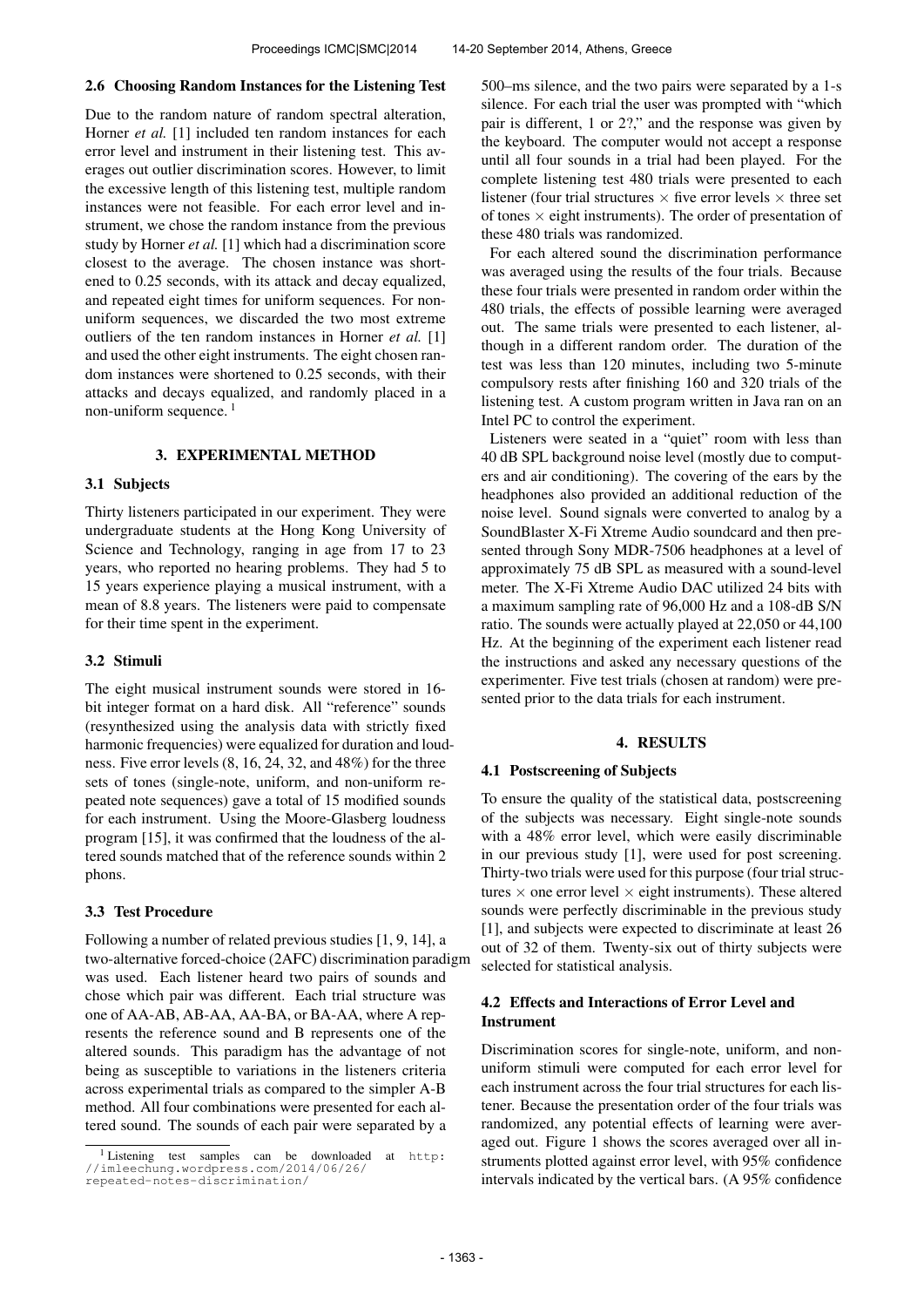### 2.6 Choosing Random Instances for the Listening Test

Due to the random nature of random spectral alteration, Horner *et al.* [1] included ten random instances for each error level and instrument in their listening test. This averages out outlier discrimination scores. However, to limit the excessive length of this listening test, multiple random instances were not feasible. For each error level and instrument, we chose the random instance from the previous study by Horner *et al.* [1] which had a discrimination score closest to the average. The chosen instance was shortened to 0.25 seconds, with its attack and decay equalized, and repeated eight times for uniform sequences. For non-uniform sequences, we discarded the two most extreme outliers of the ten random instances in Horner *et al.* [1] and used the other eight instruments. The eight chosen random instances were shortened to 0.25 seconds, with their attacks and decays equalized, and randomly placed in a non-uniform sequence. [1]

## 3. EXPERIMENTAL METHOD

### 3.1 Subjects

Thirty listeners participated in our experiment. They were undergraduate students at the Hong Kong University of Science and Technology, ranging in age from 17 to 23 years, who reported no hearing problems. They had 5 to 15 years experience playing a musical instrument, with a mean of 8.8 years. The listeners were paid to compensate for their time spent in the experiment.

### 3.2 Stimuli

The eight musical instrument sounds were stored in 16-bit integer format on a hard disk. All "reference" sounds (resynthesized using the analysis data with strictly fixed harmonic frequencies) were equalized for duration and loudness. Five error levels (8, 16, 24, 32, and 48%) for the three sets of tones (single-note, uniform, and non-uniform repeated note sequences) gave a total of 15 modified sounds for each instrument. Using the Moore-Glasberg loudness program [15], it was confirmed that the loudness of the altered sounds matched that of the reference sounds within 2 phons.

### 3.3 Test Procedure

Following a number of related previous studies [1, 9, 14], a two-alternative forced-choice (2AFC) discrimination paradigm was used. Each listener heard two pairs of sounds and chose which pair was different. Each trial structure was one of AA-AB, AB-AA, AA-BA, or BA-AA, where A represents the reference sound and B represents one of the altered sounds. This paradigm has the advantage of not being as susceptible to variations in the listeners criteria across experimental trials as compared to the simpler A-B method. All four combinations were presented for each altered sound. The sounds of each pair were separated by a 500–ms silence, and the two pairs were separated by a 1-s silence. For each trial the user was prompted with "which pair is different, 1 or 2?," and the response was given by the keyboard. The computer would not accept a response until all four sounds in a trial had been played. For the complete listening test 480 trials were presented to each listener (four trial structures × five error levels × three set of tones × eight instruments). The order of presentation of these 480 trials was randomized.

For each altered sound the discrimination performance was averaged using the results of the four trials. Because these four trials were presented in random order within the 480 trials, the effects of possible learning were averaged out. The same trials were presented to each listener, although in a different random order. The duration of the test was less than 120 minutes, including two 5-minute compulsory rests after finishing 160 and 320 trials of the listening test. A custom program written in Java ran on an Intel PC to control the experiment.

Listeners were seated in a "quiet" room with less than 40 dB SPL background noise level (mostly due to computers and air conditioning). The covering of the ears by the headphones also provided an additional reduction of the noise level. Sound signals were converted to analog by a SoundBlaster X-Fi Xtreme Audio soundcard and then presented through Sony MDR-7506 headphones at a level of approximately 75 dB SPL as measured with a sound-level meter. The X-Fi Xtreme Audio DAC utilized 24 bits with a maximum sampling rate of 96,000 Hz and a 108-dB S/N ratio. The sounds were actually played at 22,050 or 44,100 Hz. At the beginning of the experiment each listener read the instructions and asked any necessary questions of the experimenter. Five test trials (chosen at random) were presented prior to the data trials for each instrument.

## 4. RESULTS

### 4.1 Postscreening of Subjects

To ensure the quality of the statistical data, postscreening of the subjects was necessary. Eight single-note sounds with a 48% error level, which were easily discriminable in our previous study [1], were used for post screening. Thirty-two trials were used for this purpose (four trial structures × one error level × eight instruments). These altered sounds were perfectly discriminable in the previous study [1], and subjects were expected to discriminate at least 26 out of 32 of them. Twenty-six out of thirty subjects were selected for statistical analysis.

### 4.2 Effects and Interactions of Error Level and Instrument

Discrimination scores for single-note, uniform, and non-uniform stimuli were computed for each error level for each instrument across the four trial structures for each listener. Because the presentation order of the four trials was randomized, any potential effects of learning were averaged out. Figure 1 shows the scores averaged over all instruments plotted against error level, with 95% confidence intervals indicated by the vertical bars. (A 95% confidence

[1] Listening test samples can be downloaded at http://imleechung.wordpress.com/2014/06/26/repeated-notes-discrimination/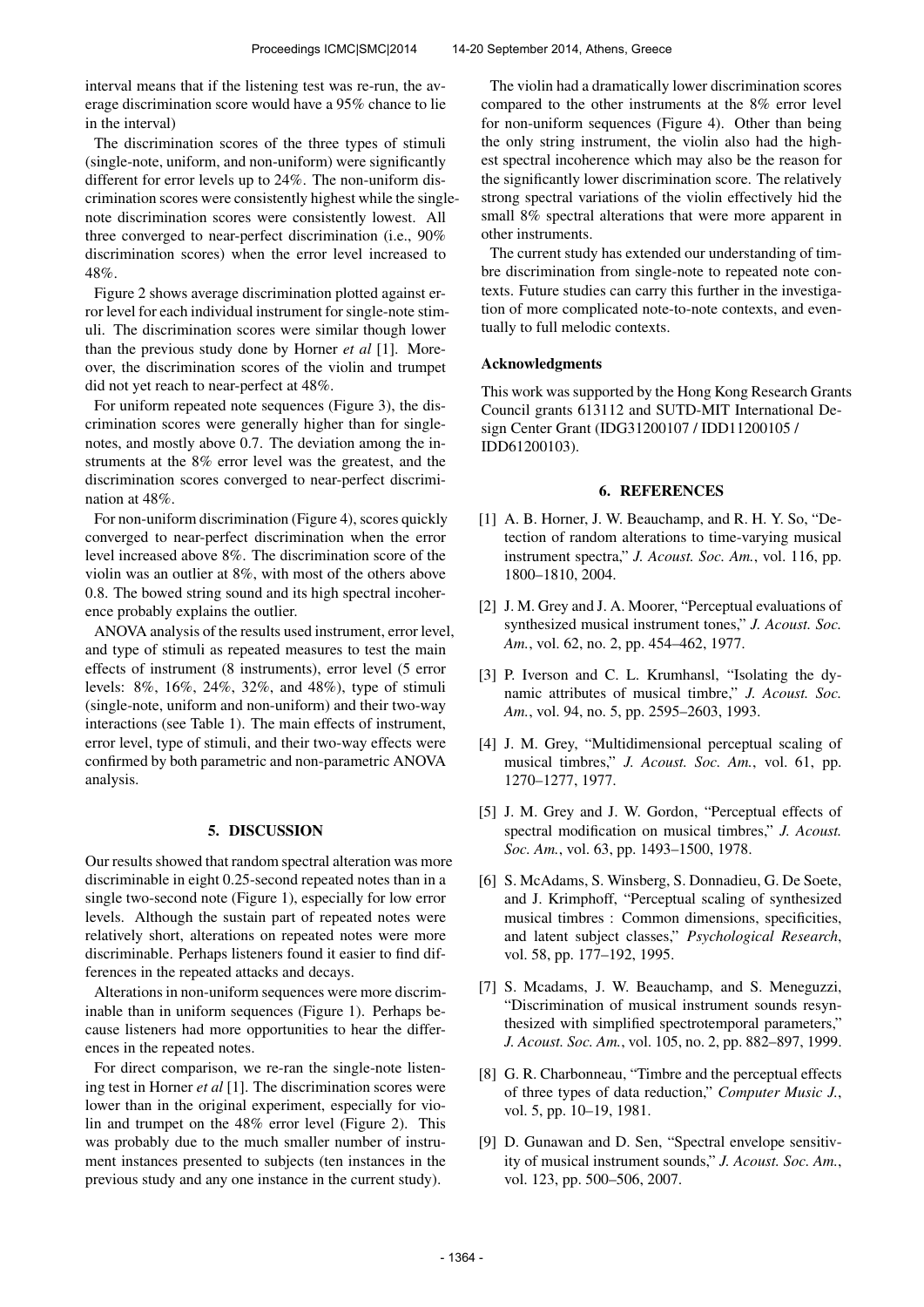interval means that if the listening test was re-run, the average discrimination score would have a 95% chance to lie in the interval)

The discrimination scores of the three types of stimuli (single-note, uniform, and non-uniform) were significantly different for error levels up to 24%. The non-uniform discrimination scores were consistently highest while the single-note discrimination scores were consistently lowest. All three converged to near-perfect discrimination (i.e., 90% discrimination scores) when the error level increased to 48%.

Figure 2 shows average discrimination plotted against error level for each individual instrument for single-note stimuli. The discrimination scores were similar though lower than the previous study done by Horner *et al* [1]. Moreover, the discrimination scores of the violin and trumpet did not yet reach to near-perfect at 48%.

For uniform repeated note sequences (Figure 3), the discrimination scores were generally higher than for single-notes, and mostly above 0.7. The deviation among the instruments at the 8% error level was the greatest, and the discrimination scores converged to near-perfect discrimination at 48%.

For non-uniform discrimination (Figure 4), scores quickly converged to near-perfect discrimination when the error level increased above 8%. The discrimination score of the violin was an outlier at 8%, with most of the others above 0.8. The bowed string sound and its high spectral incoherence probably explains the outlier.

ANOVA analysis of the results used instrument, error level, and type of stimuli as repeated measures to test the main effects of instrument (8 instruments), error level (5 error levels: 8%, 16%, 24%, 32%, and 48%), type of stimuli (single-note, uniform and non-uniform) and their two-way interactions (see Table 1). The main effects of instrument, error level, type of stimuli, and their two-way effects were confirmed by both parametric and non-parametric ANOVA analysis.

## 5. DISCUSSION

Our results showed that random spectral alteration was more discriminable in eight 0.25-second repeated notes than in a single two-second note (Figure 1), especially for low error levels. Although the sustain part of repeated notes were relatively short, alterations on repeated notes were more discriminable. Perhaps listeners found it easier to find differences in the repeated attacks and decays.

Alterations in non-uniform sequences were more discriminable than in uniform sequences (Figure 1). Perhaps because listeners had more opportunities to hear the differences in the repeated notes.

For direct comparison, we re-ran the single-note listening test in Horner *et al* [1]. The discrimination scores were lower than in the original experiment, especially for violin and trumpet on the 48% error level (Figure 2). This was probably due to the much smaller number of instrument instances presented to subjects (ten instances in the previous study and any one instance in the current study).

The violin had a dramatically lower discrimination scores compared to the other instruments at the 8% error level for non-uniform sequences (Figure 4). Other than being the only string instrument, the violin also had the highest spectral incoherence which may also be the reason for the significantly lower discrimination score. The relatively strong spectral variations of the violin effectively hid the small 8% spectral alterations that were more apparent in other instruments.

The current study has extended our understanding of timbre discrimination from single-note to repeated note contexts. Future studies can carry this further in the investigation of more complicated note-to-note contexts, and eventually to full melodic contexts.

### Acknowledgments

This work was supported by the Hong Kong Research Grants Council grants 613112 and SUTD-MIT International Design Center Grant (IDG31200107 / IDD11200105 / IDD61200103).

## 6. REFERENCES

[1] A. B. Horner, J. W. Beauchamp, and R. H. Y. So, "Detection of random alterations to time-varying musical instrument spectra," *J. Acoust. Soc. Am.*, vol. 116, pp. 1800–1810, 2004.

[2] J. M. Grey and J. A. Moorer, "Perceptual evaluations of synthesized musical instrument tones," *J. Acoust. Soc. Am.*, vol. 62, no. 2, pp. 454–462, 1977.

[3] P. Iverson and C. L. Krumhansl, "Isolating the dynamic attributes of musical timbre," *J. Acoust. Soc. Am.*, vol. 94, no. 5, pp. 2595–2603, 1993.

[4] J. M. Grey, "Multidimensional perceptual scaling of musical timbres," *J. Acoust. Soc. Am.*, vol. 61, pp. 1270–1277, 1977.

[5] J. M. Grey and J. W. Gordon, "Perceptual effects of spectral modification on musical timbres," *J. Acoust. Soc. Am.*, vol. 63, pp. 1493–1500, 1978.

[6] S. McAdams, S. Winsberg, S. Donnadieu, G. De Soete, and J. Krimphoff, "Perceptual scaling of synthesized musical timbres : Common dimensions, specificities, and latent subject classes," *Psychological Research*, vol. 58, pp. 177–192, 1995.

[7] S. Mcadams, J. W. Beauchamp, and S. Meneguzzi, "Discrimination of musical instrument sounds resynthesized with simplified spectrotemporal parameters," *J. Acoust. Soc. Am.*, vol. 105, no. 2, pp. 882–897, 1999.

[8] G. R. Charbonneau, "Timbre and the perceptual effects of three types of data reduction," *Computer Music J.*, vol. 5, pp. 10–19, 1981.

[9] D. Gunawan and D. Sen, "Spectral envelope sensitivity of musical instrument sounds," *J. Acoust. Soc. Am.*, vol. 123, pp. 500–506, 2007.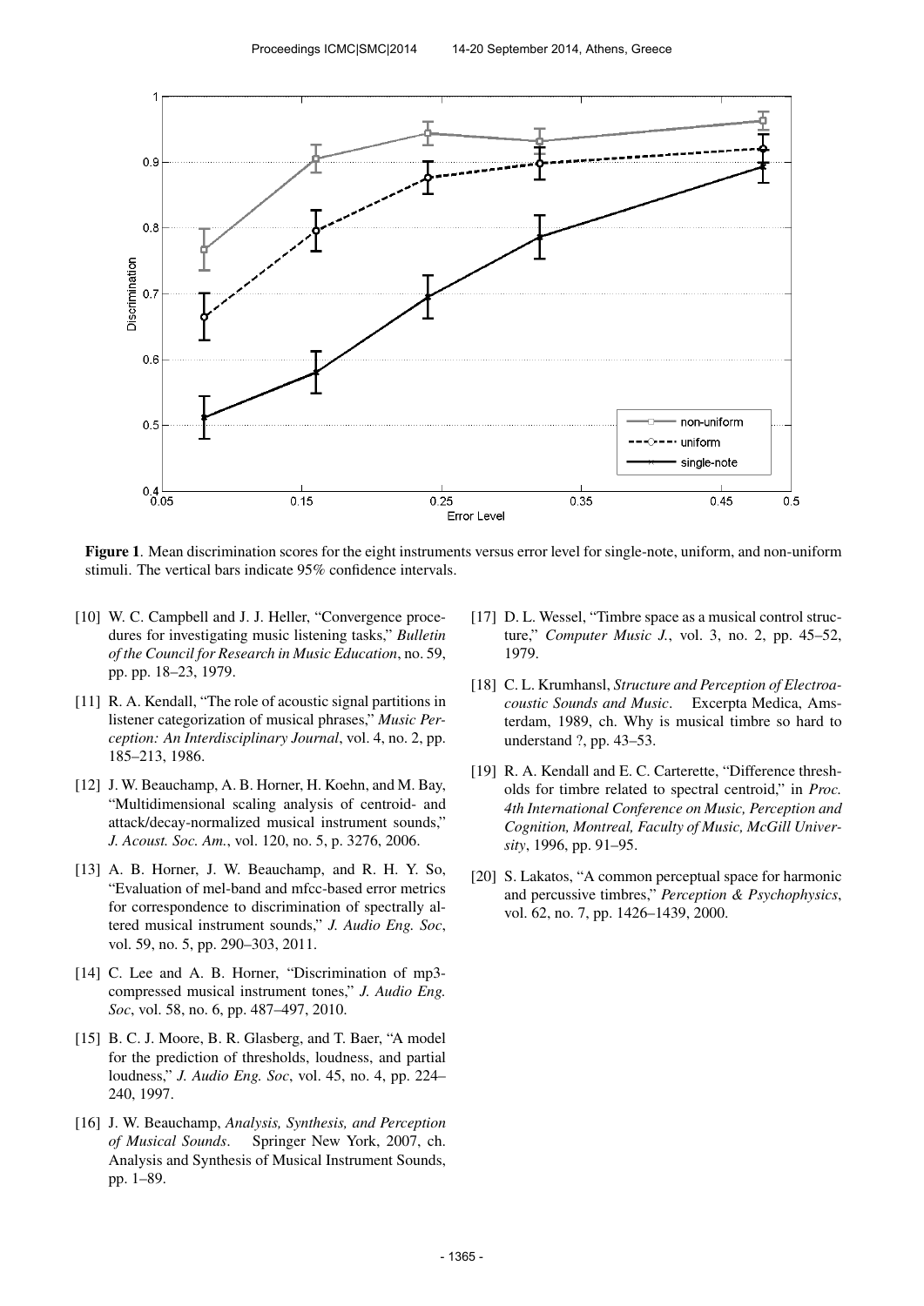**Figure 1**. Mean discrimination scores for the eight instruments versus error level for single-note, uniform, and non-uniform stimuli. The vertical bars indicate 95% confidence intervals.

[10] W. C. Campbell and J. J. Heller, "Convergence procedures for investigating music listening tasks," *Bulletin of the Council for Research in Music Education*, no. 59, pp. pp. 18–23, 1979.

[11] R. A. Kendall, "The role of acoustic signal partitions in listener categorization of musical phrases," *Music Perception: An Interdisciplinary Journal*, vol. 4, no. 2, pp. 185–213, 1986.

[12] J. W. Beauchamp, A. B. Horner, H. Koehn, and M. Bay, "Multidimensional scaling analysis of centroid- and attack/decay-normalized musical instrument sounds," *J. Acoust. Soc. Am.*, vol. 120, no. 5, p. 3276, 2006.

[13] A. B. Horner, J. W. Beauchamp, and R. H. Y. So, "Evaluation of mel-band and mfcc-based error metrics for correspondence to discrimination of spectrally altered musical instrument sounds," *J. Audio Eng. Soc*, vol. 59, no. 5, pp. 290–303, 2011.

[14] C. Lee and A. B. Horner, "Discrimination of mp3-compressed musical instrument tones," *J. Audio Eng. Soc*, vol. 58, no. 6, pp. 487–497, 2010.

[15] B. C. J. Moore, B. R. Glasberg, and T. Baer, "A model for the prediction of thresholds, loudness, and partial loudness," *J. Audio Eng. Soc*, vol. 45, no. 4, pp. 224–240, 1997.

[16] J. W. Beauchamp, *Analysis, Synthesis, and Perception of Musical Sounds*. Springer New York, 2007, ch. Analysis and Synthesis of Musical Instrument Sounds, pp. 1–89.

[17] D. L. Wessel, "Timbre space as a musical control structure," *Computer Music J.*, vol. 3, no. 2, pp. 45–52, 1979.

[18] C. L. Krumhansl, *Structure and Perception of Electroacoustic Sounds and Music*. Excerpta Medica, Amsterdam, 1989, ch. Why is musical timbre so hard to understand ?, pp. 43–53.

[19] R. A. Kendall and E. C. Carterette, "Difference thresholds for timbre related to spectral centroid," in *Proc. 4th International Conference on Music, Perception and Cognition, Montreal, Faculty of Music, McGill University*, 1996, pp. 91–95.

[20] S. Lakatos, "A common perceptual space for harmonic and percussive timbres," *Perception & Psychophysics*, vol. 62, no. 7, pp. 1426–1439, 2000.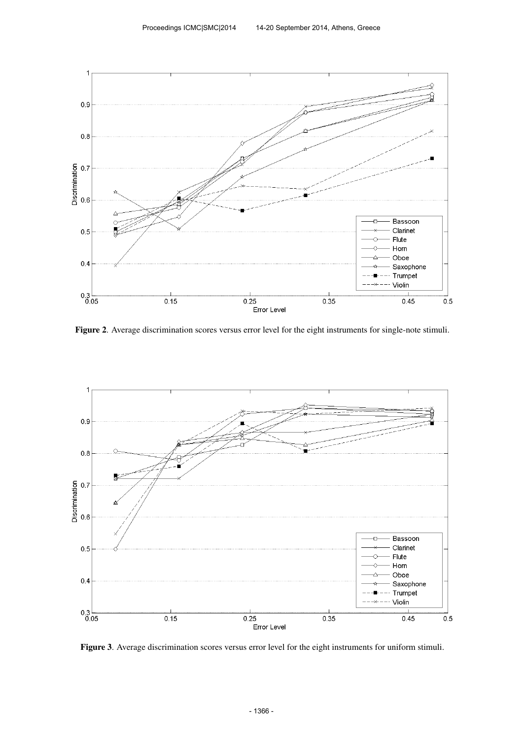**Figure 2**. Average discrimination scores versus error level for the eight instruments for single-note stimuli.

**Figure 3**. Average discrimination scores versus error level for the eight instruments for uniform stimuli.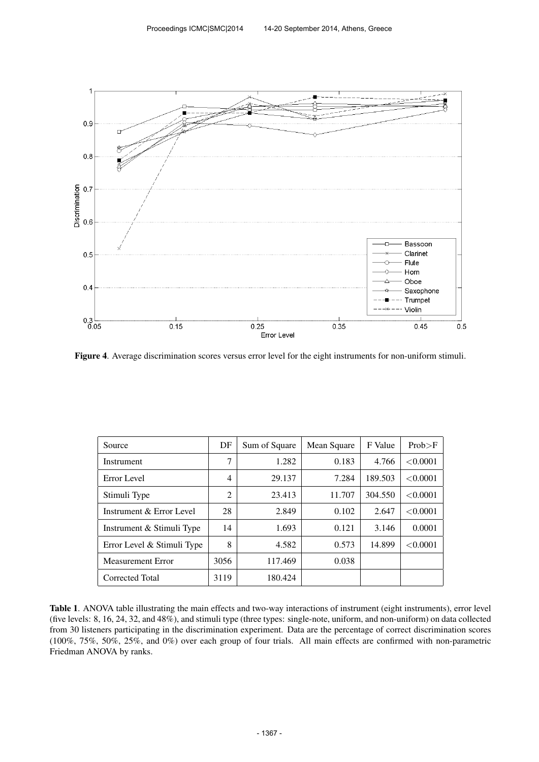Discrimination

1

0.9

0.8

0.7

0.6

0.5

0.4

0.3

0.05 0.15 0.25 0.35 0.45 0.5

Error Level

Bassoon
Clarinet
Flute
Horn
Oboe
Saxophone
Trumpet
Violin

**Figure 4**. Average discrimination scores versus error level for the eight instruments for non-uniform stimuli.

| Source | DF | Sum of Square | Mean Square | F Value | Prob>F |
|---|---|---|---|---|---|
| Instrument | 7 | 1.282 | 0.183 | 4.766 | <0.0001 |
| Error Level | 4 | 29.137 | 7.284 | 189.503 | <0.0001 |
| Stimuli Type | 2 | 23.413 | 11.707 | 304.550 | <0.0001 |
| Instrument & Error Level | 28 | 2.849 | 0.102 | 2.647 | <0.0001 |
| Instrument & Stimuli Type | 14 | 1.693 | 0.121 | 3.146 | 0.0001 |
| Error Level & Stimuli Type | 8 | 4.582 | 0.573 | 14.899 | <0.0001 |
| Measurement Error | 3056 | 117.469 | 0.038 | | |
| Corrected Total | 3119 | 180.424 | | | |

**Table 1**. ANOVA table illustrating the main effects and two-way interactions of instrument (eight instruments), error level (five levels: 8, 16, 24, 32, and 48%), and stimuli type (three types: single-note, uniform, and non-uniform) on data collected from 30 listeners participating in the discrimination experiment. Data are the percentage of correct discrimination scores (100%, 75%, 50%, 25%, and 0%) over each group of four trials. All main effects are confirmed with non-parametric Friedman ANOVA by ranks.